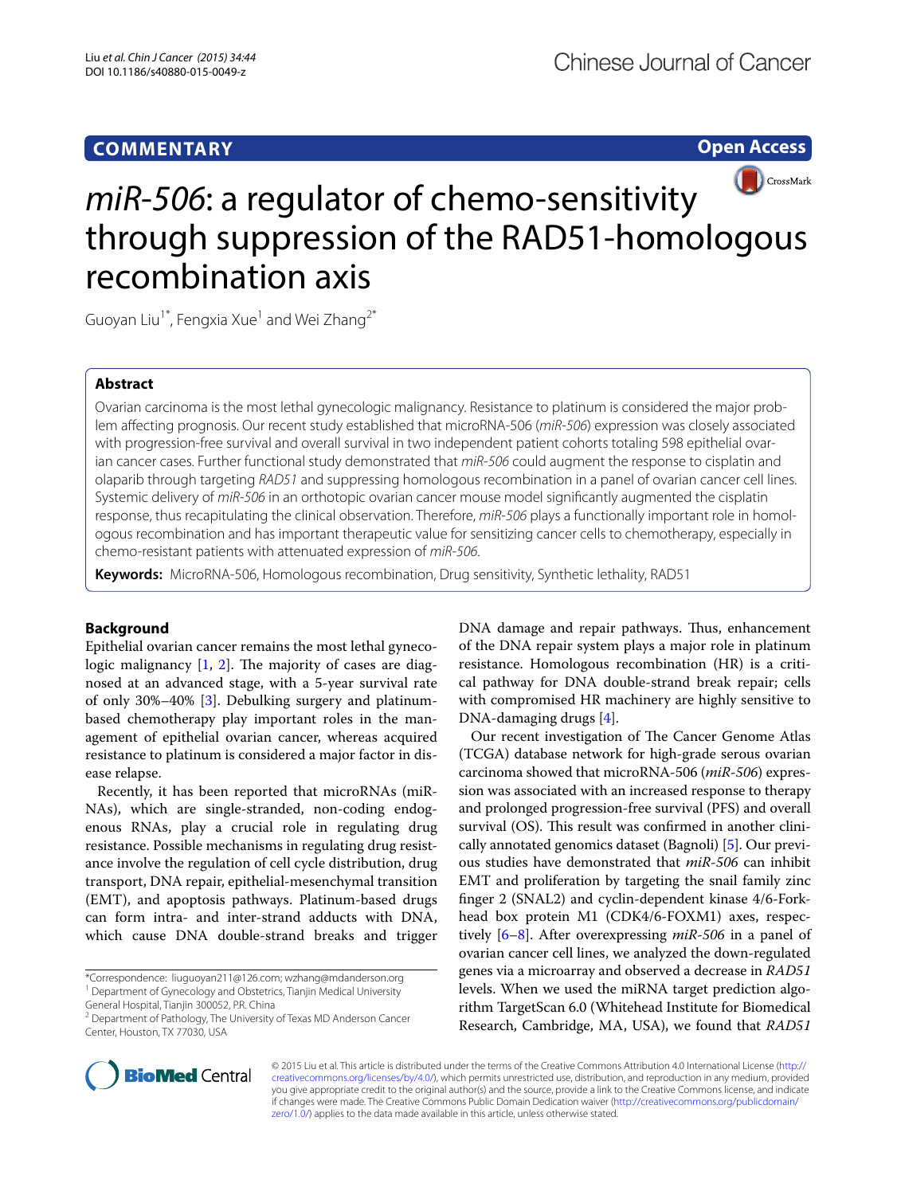**COMMENTARY**

**Open Access**

# *miR-506*: a regulator of chemo-sensitivity through suppression of the RAD51-homologous recombination axis

Guoyan Liu[1*], Fengxia Xue[1] and Wei Zhang[2*]

## Abstract

Ovarian carcinoma is the most lethal gynecologic malignancy. Resistance to platinum is considered the major problem affecting prognosis. Our recent study established that microRNA-506 (*miR-506*) expression was closely associated with progression-free survival and overall survival in two independent patient cohorts totaling 598 epithelial ovarian cancer cases. Further functional study demonstrated that *miR-506* could augment the response to cisplatin and olaparib through targeting *RAD51* and suppressing homologous recombination in a panel of ovarian cancer cell lines. Systemic delivery of *miR-506* in an orthotopic ovarian cancer mouse model significantly augmented the cisplatin response, thus recapitulating the clinical observation. Therefore, *miR-506* plays a functionally important role in homologous recombination and has important therapeutic value for sensitizing cancer cells to chemotherapy, especially in chemo-resistant patients with attenuated expression of *miR-506*.

**Keywords:** MicroRNA-506, Homologous recombination, Drug sensitivity, Synthetic lethality, RAD51

## Background

Epithelial ovarian cancer remains the most lethal gynecologic malignancy [1, 2]. The majority of cases are diagnosed at an advanced stage, with a 5-year survival rate of only 30%–40% [3]. Debulking surgery and platinum-based chemotherapy play important roles in the management of epithelial ovarian cancer, whereas acquired resistance to platinum is considered a major factor in disease relapse.

Recently, it has been reported that microRNAs (miRNAs), which are single-stranded, non-coding endogenous RNAs, play a crucial role in regulating drug resistance. Possible mechanisms in regulating drug resistance involve the regulation of cell cycle distribution, drug transport, DNA repair, epithelial-mesenchymal transition (EMT), and apoptosis pathways. Platinum-based drugs can form intra- and inter-strand adducts with DNA, which cause DNA double-strand breaks and trigger DNA damage and repair pathways. Thus, enhancement of the DNA repair system plays a major role in platinum resistance. Homologous recombination (HR) is a critical pathway for DNA double-strand break repair; cells with compromised HR machinery are highly sensitive to DNA-damaging drugs [4].

Our recent investigation of The Cancer Genome Atlas (TCGA) database network for high-grade serous ovarian carcinoma showed that microRNA-506 (*miR-506*) expression was associated with an increased response to therapy and prolonged progression-free survival (PFS) and overall survival (OS). This result was confirmed in another clinically annotated genomics dataset (Bagnoli) [5]. Our previous studies have demonstrated that *miR-506* can inhibit EMT and proliferation by targeting the snail family zinc finger 2 (SNAL2) and cyclin-dependent kinase 4/6-Forkhead box protein M1 (CDK4/6-FOXM1) axes, respectively [6–8]. After overexpressing *miR-506* in a panel of ovarian cancer cell lines, we analyzed the down-regulated genes via a microarray and observed a decrease in *RAD51* levels. When we used the miRNA target prediction algorithm TargetScan 6.0 (Whitehead Institute for Biomedical Research, Cambridge, MA, USA), we found that *RAD51*

*Correspondence: liuguoyan211@126.com; wzhang@mdanderson.org
[1] Department of Gynecology and Obstetrics, Tianjin Medical University General Hospital, Tianjin 300052, P.R. China
[2] Department of Pathology, The University of Texas MD Anderson Cancer Center, Houston, TX 77030, USA

© 2015 Liu et al. This article is distributed under the terms of the Creative Commons Attribution 4.0 International License (http://creativecommons.org/licenses/by/4.0/), which permits unrestricted use, distribution, and reproduction in any medium, provided you give appropriate credit to the original author(s) and the source, provide a link to the Creative Commons license, and indicate if changes were made. The Creative Commons Public Domain Dedication waiver (http://creativecommons.org/publicdomain/zero/1.0/) applies to the data made available in this article, unless otherwise stated.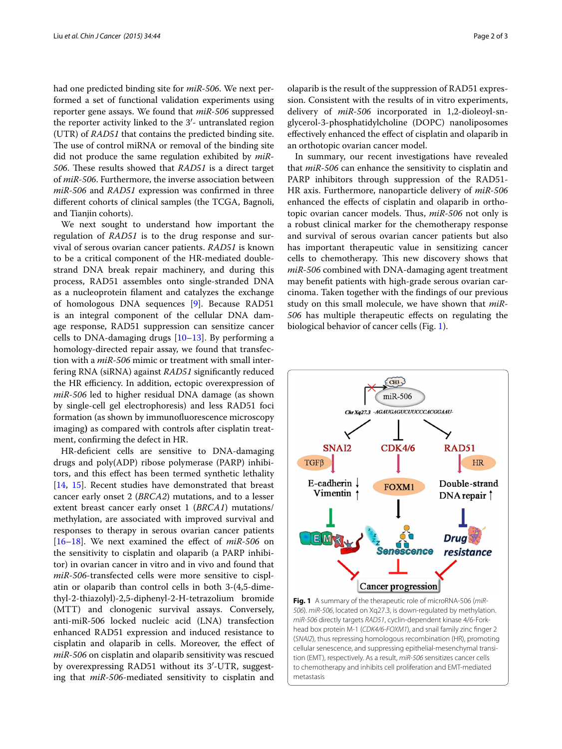had one predicted binding site for *miR-506*. We next performed a set of functional validation experiments using reporter gene assays. We found that *miR-506* suppressed the reporter activity linked to the 3′- untranslated region (UTR) of *RAD51* that contains the predicted binding site. The use of control miRNA or removal of the binding site did not produce the same regulation exhibited by *miR-506*. These results showed that *RAD51* is a direct target of *miR-506*. Furthermore, the inverse association between *miR-506* and *RAD51* expression was confirmed in three different cohorts of clinical samples (the TCGA, Bagnoli, and Tianjin cohorts).

We next sought to understand how important the regulation of *RAD51* is to the drug response and survival of serous ovarian cancer patients. *RAD51* is known to be a critical component of the HR-mediated double-strand DNA break repair machinery, and during this process, RAD51 assembles onto single-stranded DNA as a nucleoprotein filament and catalyzes the exchange of homologous DNA sequences [9]. Because RAD51 is an integral component of the cellular DNA damage response, RAD51 suppression can sensitize cancer cells to DNA-damaging drugs [10–13]. By performing a homology-directed repair assay, we found that transfection with a *miR-506* mimic or treatment with small interfering RNA (siRNA) against *RAD51* significantly reduced the HR efficiency. In addition, ectopic overexpression of *miR-506* led to higher residual DNA damage (as shown by single-cell gel electrophoresis) and less RAD51 foci formation (as shown by immunofluorescence microscopy imaging) as compared with controls after cisplatin treatment, confirming the defect in HR.

HR-deficient cells are sensitive to DNA-damaging drugs and poly(ADP) ribose polymerase (PARP) inhibitors, and this effect has been termed synthetic lethality [14, 15]. Recent studies have demonstrated that breast cancer early onset 2 (*BRCA2*) mutations, and to a lesser extent breast cancer early onset 1 (*BRCA1*) mutations/methylation, are associated with improved survival and responses to therapy in serous ovarian cancer patients [16–18]. We next examined the effect of *miR-506* on the sensitivity to cisplatin and olaparib (a PARP inhibitor) in ovarian cancer in vitro and in vivo and found that *miR-506*-transfected cells were more sensitive to cisplatin or olaparib than control cells in both 3-(4,5-dimethyl-2-thiazolyl)-2,5-diphenyl-2-H-tetrazolium bromide (MTT) and clonogenic survival assays. Conversely, anti-miR-506 locked nucleic acid (LNA) transfection enhanced RAD51 expression and induced resistance to cisplatin and olaparib in cells. Moreover, the effect of *miR-506* on cisplatin and olaparib sensitivity was rescued by overexpressing RAD51 without its 3′-UTR, suggesting that *miR-506*-mediated sensitivity to cisplatin and olaparib is the result of the suppression of RAD51 expression. Consistent with the results of in vitro experiments, delivery of *miR-506* incorporated in 1,2-dioleoyl-sn-glycerol-3-phosphatidylcholine (DOPC) nanoliposomes effectively enhanced the effect of cisplatin and olaparib in an orthotopic ovarian cancer model.

In summary, our recent investigations have revealed that *miR-506* can enhance the sensitivity to cisplatin and PARP inhibitors through suppression of the RAD51-HR axis. Furthermore, nanoparticle delivery of *miR-506* enhanced the effects of cisplatin and olaparib in orthotopic ovarian cancer models. Thus, *miR-506* not only is a robust clinical marker for the chemotherapy response and survival of serous ovarian cancer patients but also has important therapeutic value in sensitizing cancer cells to chemotherapy. This new discovery shows that *miR-506* combined with DNA-damaging agent treatment may benefit patients with high-grade serous ovarian carcinoma. Taken together with the findings of our previous study on this small molecule, we have shown that *miR-506* has multiple therapeutic effects on regulating the biological behavior of cancer cells (Fig. 1).

**Fig. 1** A summary of the therapeutic role of microRNA-506 (*miR-506*). *miR-506*, located on Xq27.3, is down-regulated by methylation. *miR-506* directly targets *RAD51*, cyclin-dependent kinase 4/6-Fork-head box protein M-1 (*CDK4/6-FOXM1*), and snail family zinc finger 2 (*SNAI2*), thus repressing homologous recombination (HR), promoting cellular senescence, and suppressing epithelial-mesenchymal transition (EMT), respectively. As a result, *miR-506* sensitizes cancer cells to chemotherapy and inhibits cell proliferation and EMT-mediated metastasis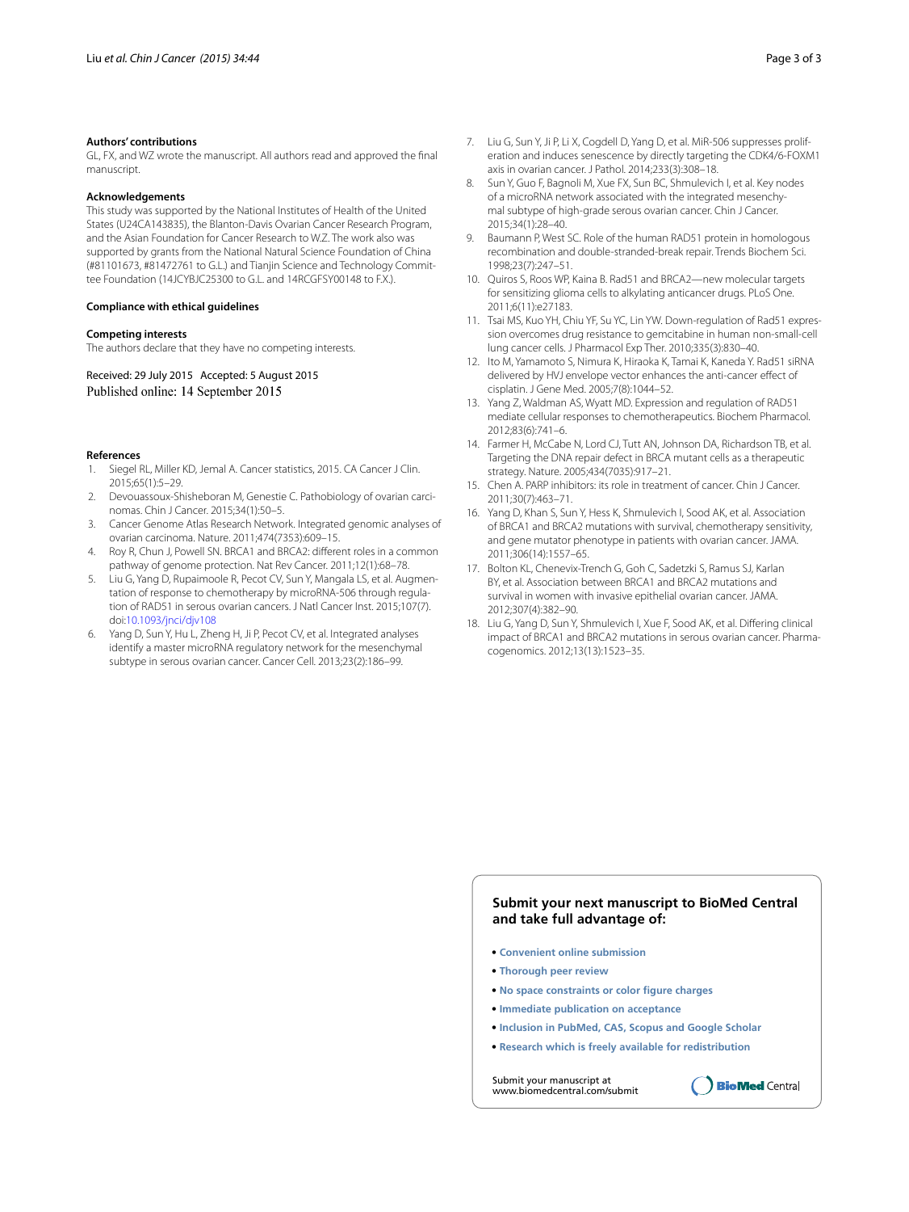### Authors' contributions

GL, FX, and WZ wrote the manuscript. All authors read and approved the final manuscript.

### Acknowledgements

This study was supported by the National Institutes of Health of the United States (U24CA143835), the Blanton-Davis Ovarian Cancer Research Program, and the Asian Foundation for Cancer Research to W.Z. The work also was supported by grants from the National Natural Science Foundation of China (#81101673, #81472761 to G.L.) and Tianjin Science and Technology Committee Foundation (14JCYBJC25300 to G.L. and 14RCGFSY00148 to F.X.).

### Compliance with ethical guidelines

### Competing interests

The authors declare that they have no competing interests.

Received: 29 July 2015 Accepted: 5 August 2015
Published online: 14 September 2015

### References

1. Siegel RL, Miller KD, Jemal A. Cancer statistics, 2015. CA Cancer J Clin. 2015;65(1):5–29.
2. Devouassoux-Shisheboran M, Genestie C. Pathobiology of ovarian carcinomas. Chin J Cancer. 2015;34(1):50–5.
3. Cancer Genome Atlas Research Network. Integrated genomic analyses of ovarian carcinoma. Nature. 2011;474(7353):609–15.
4. Roy R, Chun J, Powell SN. BRCA1 and BRCA2: different roles in a common pathway of genome protection. Nat Rev Cancer. 2011;12(1):68–78.
5. Liu G, Yang D, Rupaimoole R, Pecot CV, Sun Y, Mangala LS, et al. Augmentation of response to chemotherapy by microRNA-506 through regulation of RAD51 in serous ovarian cancers. J Natl Cancer Inst. 2015;107(7). doi:10.1093/jnci/djv108
6. Yang D, Sun Y, Hu L, Zheng H, Ji P, Pecot CV, et al. Integrated analyses identify a master microRNA regulatory network for the mesenchymal subtype in serous ovarian cancer. Cancer Cell. 2013;23(2):186–99.
7. Liu G, Sun Y, Ji P, Li X, Cogdell D, Yang D, et al. MiR-506 suppresses proliferation and induces senescence by directly targeting the CDK4/6-FOXM1 axis in ovarian cancer. J Pathol. 2014;233(3):308–18.
8. Sun Y, Guo F, Bagnoli M, Xue FX, Sun BC, Shmulevich I, et al. Key nodes of a microRNA network associated with the integrated mesenchymal subtype of high-grade serous ovarian cancer. Chin J Cancer. 2015;34(1):28–40.
9. Baumann P, West SC. Role of the human RAD51 protein in homologous recombination and double-stranded-break repair. Trends Biochem Sci. 1998;23(7):247–51.
10. Quiros S, Roos WP, Kaina B. Rad51 and BRCA2—new molecular targets for sensitizing glioma cells to alkylating anticancer drugs. PLoS One. 2011;6(11):e27183.
11. Tsai MS, Kuo YH, Chiu YF, Su YC, Lin YW. Down-regulation of Rad51 expression overcomes drug resistance to gemcitabine in human non-small-cell lung cancer cells. J Pharmacol Exp Ther. 2010;335(3):830–40.
12. Ito M, Yamamoto S, Nimura K, Hiraoka K, Tamai K, Kaneda Y. Rad51 siRNA delivered by HVJ envelope vector enhances the anti-cancer effect of cisplatin. J Gene Med. 2005;7(8):1044–52.
13. Yang Z, Waldman AS, Wyatt MD. Expression and regulation of RAD51 mediate cellular responses to chemotherapeutics. Biochem Pharmacol. 2012;83(6):741–6.
14. Farmer H, McCabe N, Lord CJ, Tutt AN, Johnson DA, Richardson TB, et al. Targeting the DNA repair defect in BRCA mutant cells as a therapeutic strategy. Nature. 2005;434(7035):917–21.
15. Chen A. PARP inhibitors: its role in treatment of cancer. Chin J Cancer. 2011;30(7):463–71.
16. Yang D, Khan S, Sun Y, Hess K, Shmulevich I, Sood AK, et al. Association of BRCA1 and BRCA2 mutations with survival, chemotherapy sensitivity, and gene mutator phenotype in patients with ovarian cancer. JAMA. 2011;306(14):1557–65.
17. Bolton KL, Chenevix-Trench G, Goh C, Sadetzki S, Ramus SJ, Karlan BY, et al. Association between BRCA1 and BRCA2 mutations and survival in women with invasive epithelial ovarian cancer. JAMA. 2012;307(4):382–90.
18. Liu G, Yang D, Sun Y, Shmulevich I, Xue F, Sood AK, et al. Differing clinical impact of BRCA1 and BRCA2 mutations in serous ovarian cancer. Pharmacogenomics. 2012;13(13):1523–35.

**Submit your next manuscript to BioMed Central and take full advantage of:**

- **Convenient online submission**
- **Thorough peer review**
- **No space constraints or color figure charges**
- **Immediate publication on acceptance**
- **Inclusion in PubMed, CAS, Scopus and Google Scholar**
- **Research which is freely available for redistribution**

Submit your manuscript at
www.biomedcentral.com/submit

BioMed Central